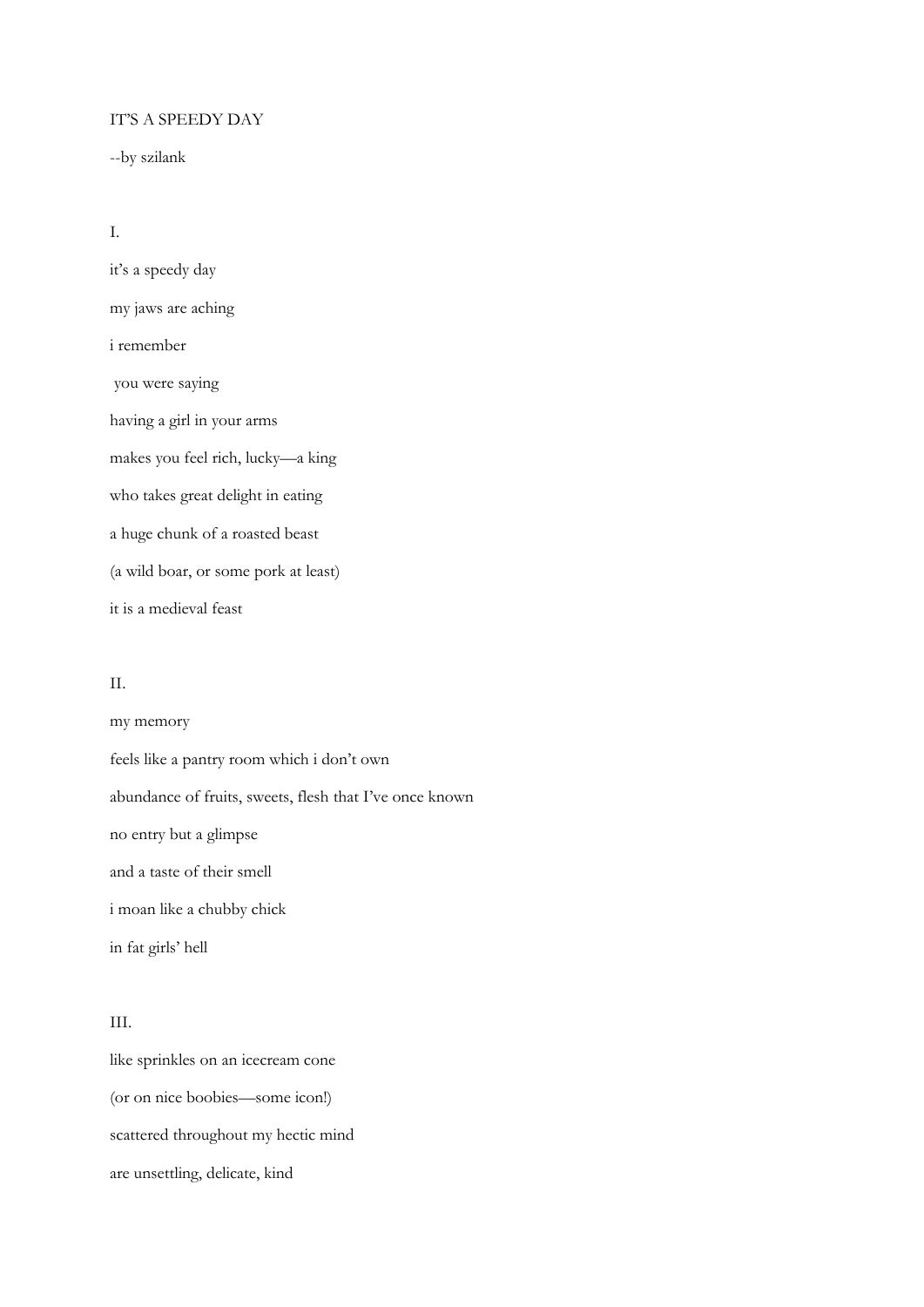# IT'S A SPEEDY DAY

--by szilank

## I.

it's a speedy day

my jaws are aching

i remember

you were saying

having a girl in your arms

makes you feel rich, lucky—a king

who takes great delight in eating

a huge chunk of a roasted beast

(a wild boar, or some pork at least)

it is a medieval feast

## II.

my memory

feels like a pantry room which i don't own

abundance of fruits, sweets, flesh that I've once known

no entry but a glimpse

and a taste of their smell

i moan like a chubby chick

in fat girls' hell

## III.

like sprinkles on an icecream cone

(or on nice boobies—some icon!)

scattered throughout my hectic mind

are unsettling, delicate, kind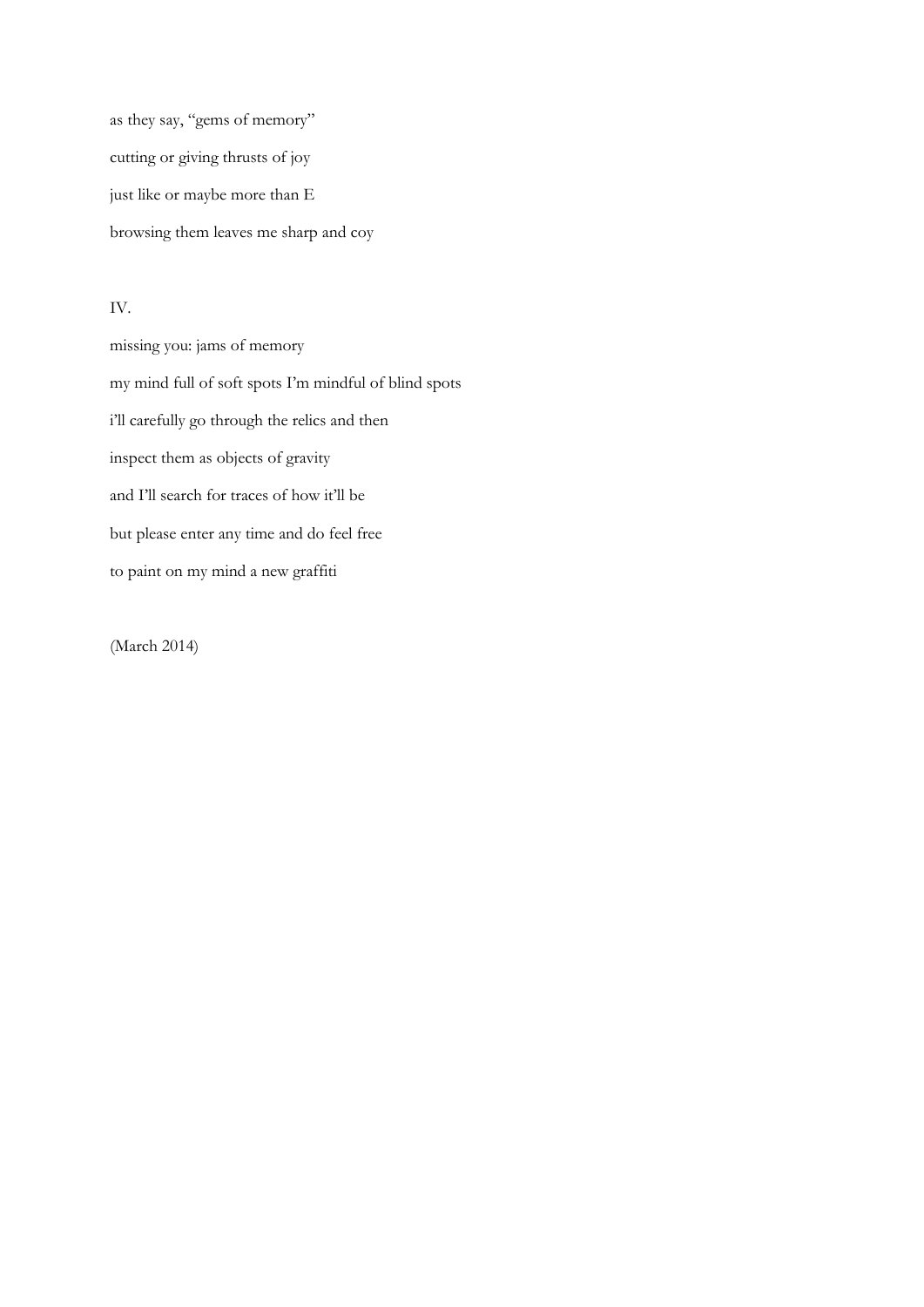as they say, "gems of memory"

cutting or giving thrusts of joy

just like or maybe more than E

browsing them leaves me sharp and coy

IV.

missing you: jams of memory

my mind full of soft spots I'm mindful of blind spots

i'll carefully go through the relics and then

inspect them as objects of gravity

and I'll search for traces of how it'll be

but please enter any time and do feel free

to paint on my mind a new graffiti

(March 2014)